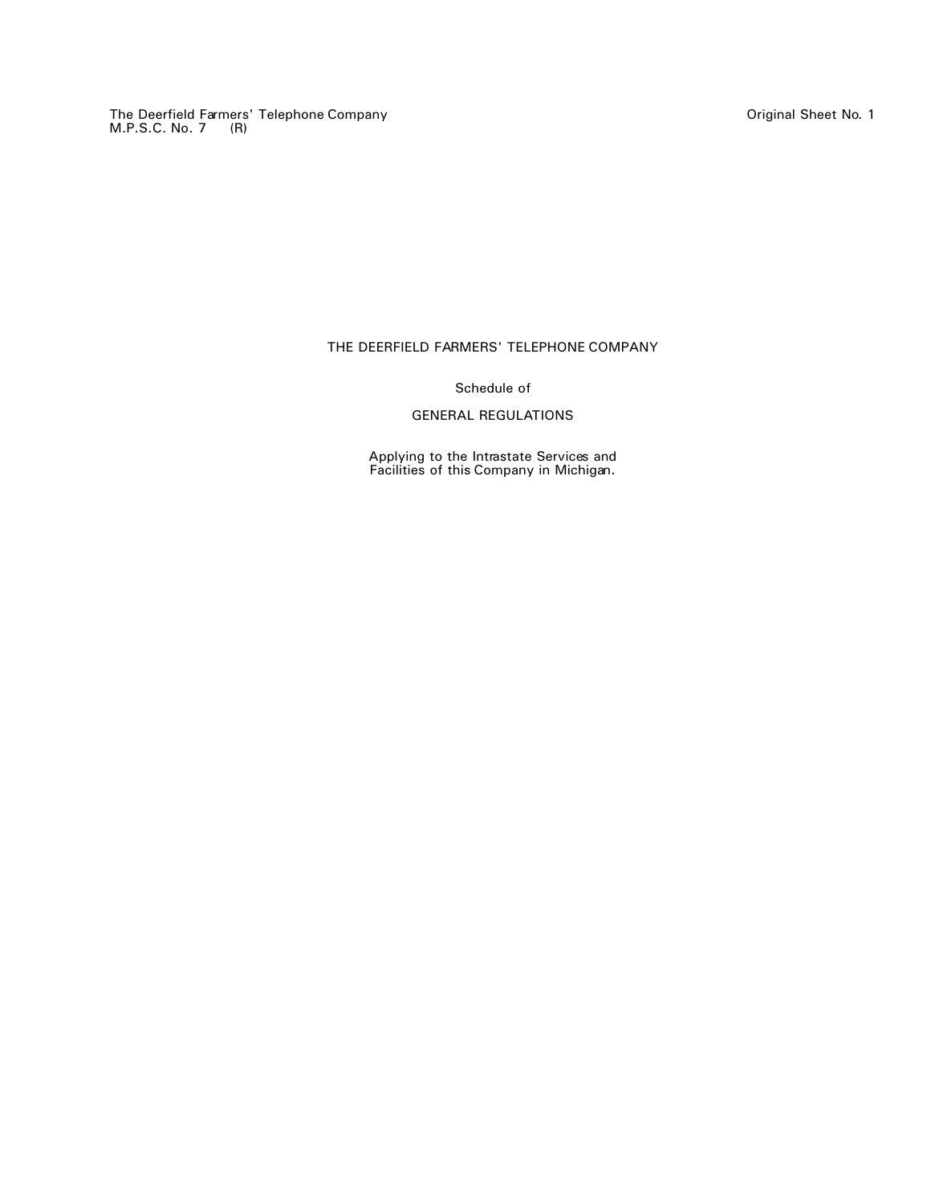# THE DEERFIELD FARMERS' TELEPHONE COMPANY

Schedule of

## GENERAL REGULATIONS

Applying to the Intrastate Services and Facilities of this Company in Michigan.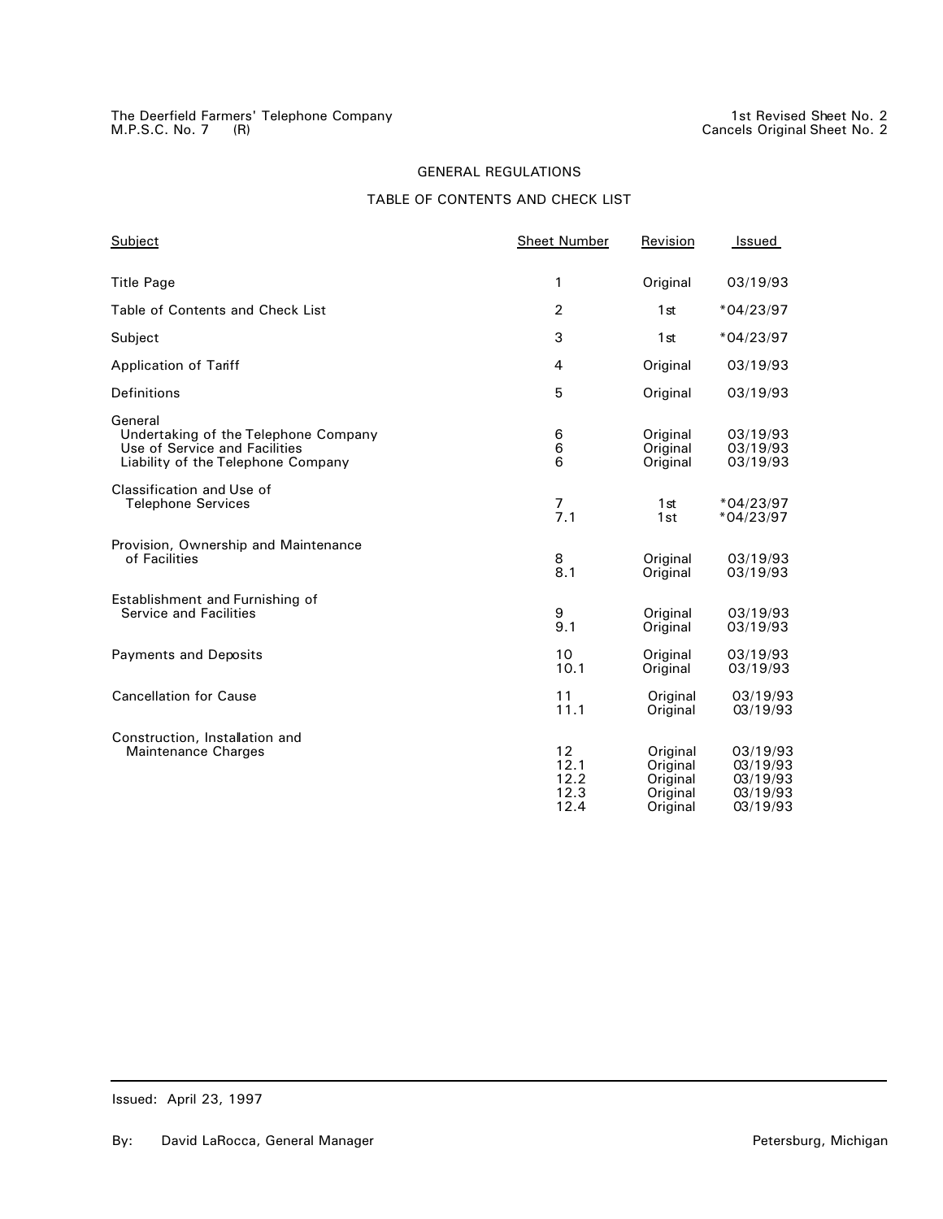The Deerfield Farmers' Telephone Company
M.P.S.C. No. 7 (R)

1st Revised Sheet No. 2
Cancels Original Sheet No. 2

## GENERAL REGULATIONS

## TABLE OF CONTENTS AND CHECK LIST

| Subject | Sheet Number | Revision | Issued |
|---|---|---|---|
| Title Page | 1 | Original | 03/19/93 |
| Table of Contents and Check List | 2 | 1st | *04/23/97 |
| Subject | 3 | 1st | *04/23/97 |
| Application of Tariff | 4 | Original | 03/19/93 |
| Definitions | 5 | Original | 03/19/93 |
| General | | | |
| Undertaking of the Telephone Company | 6 | Original | 03/19/93 |
| Use of Service and Facilities | 6 | Original | 03/19/93 |
| Liability of the Telephone Company | 6 | Original | 03/19/93 |
| Classification and Use of Telephone Services | 7 | 1st | *04/23/97 |
| | 7.1 | 1st | *04/23/97 |
| Provision, Ownership and Maintenance of Facilities | 8 | Original | 03/19/93 |
| | 8.1 | Original | 03/19/93 |
| Establishment and Furnishing of Service and Facilities | 9 | Original | 03/19/93 |
| | 9.1 | Original | 03/19/93 |
| Payments and Deposits | 10 | Original | 03/19/93 |
| | 10.1 | Original | 03/19/93 |
| Cancellation for Cause | 11 | Original | 03/19/93 |
| | 11.1 | Original | 03/19/93 |
| Construction, Installation and Maintenance Charges | 12 | Original | 03/19/93 |
| | 12.1 | Original | 03/19/93 |
| | 12.2 | Original | 03/19/93 |
| | 12.3 | Original | 03/19/93 |
| | 12.4 | Original | 03/19/93 |

Issued: April 23, 1997

By: David LaRocca, General Manager

Petersburg, Michigan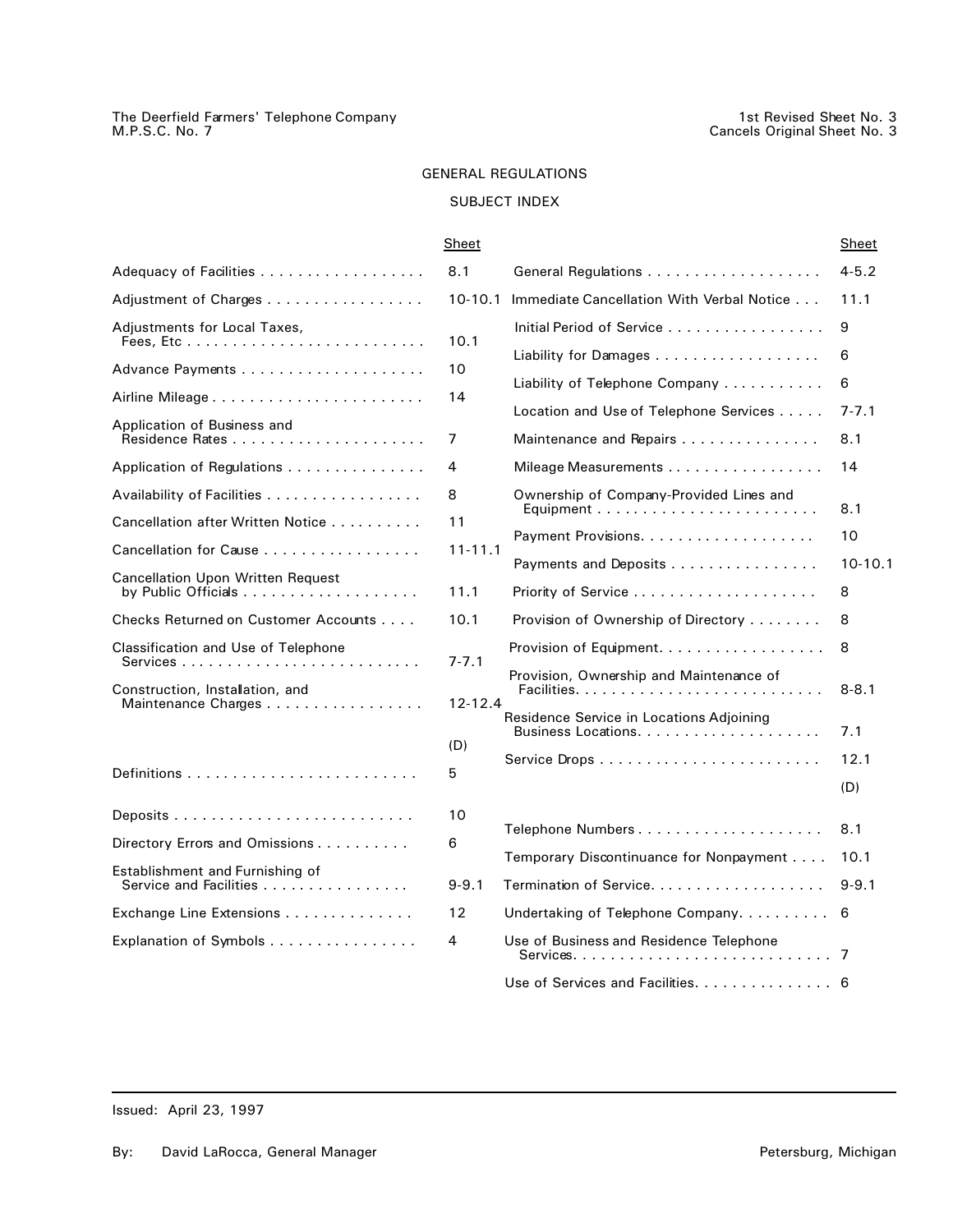The Deerfield Farmers' Telephone Company
M.P.S.C. No. 7

1st Revised Sheet No. 3
Cancels Original Sheet No. 3

# GENERAL REGULATIONS

## SUBJECT INDEX

| | Sheet |
|---|---|
| Adequacy of Facilities | 8.1 |
| Adjustment of Charges | 10-10.1 |
| Adjustments for Local Taxes, Fees, Etc | 10.1 |
| Advance Payments | 10 |
| Airline Mileage | 14 |
| Application of Business and Residence Rates | 7 |
| Application of Regulations | 4 |
| Availability of Facilities | 8 |
| Cancellation after Written Notice | 11 |
| Cancellation for Cause | 11-11.1 |
| Cancellation Upon Written Request by Public Officials | 11.1 |
| Checks Returned on Customer Accounts | 10.1 |
| Classification and Use of Telephone Services | 7-7.1 |
| Construction, Installation, and Maintenance Charges | 12-12.4 |
| | (D) |
| Definitions | 5 |
| Deposits | 10 |
| Directory Errors and Omissions | 6 |
| Establishment and Furnishing of Service and Facilities | 9-9.1 |
| Exchange Line Extensions | 12 |
| Explanation of Symbols | 4 |
| General Regulations | 4-5.2 |
| Immediate Cancellation With Verbal Notice | 11.1 |
| Initial Period of Service | 9 |
| Liability for Damages | 6 |
| Liability of Telephone Company | 6 |
| Location and Use of Telephone Services | 7-7.1 |
| Maintenance and Repairs | 8.1 |
| Mileage Measurements | 14 |
| Ownership of Company-Provided Lines and Equipment | 8.1 |
| Payment Provisions | 10 |
| Payments and Deposits | 10-10.1 |
| Priority of Service | 8 |
| Provision of Ownership of Directory | 8 |
| Provision of Equipment | 8 |
| Provision, Ownership and Maintenance of Facilities | 8-8.1 |
| Residence Service in Locations Adjoining Business Locations | 7.1 |
| Service Drops | 12.1 |
| | (D) |
| Telephone Numbers | 8.1 |
| Temporary Discontinuance for Nonpayment | 10.1 |
| Termination of Service | 9-9.1 |
| Undertaking of Telephone Company | 6 |
| Use of Business and Residence Telephone Services | 7 |
| Use of Services and Facilities | 6 |

Issued: April 23, 1997

By: David LaRocca, General Manager — Petersburg, Michigan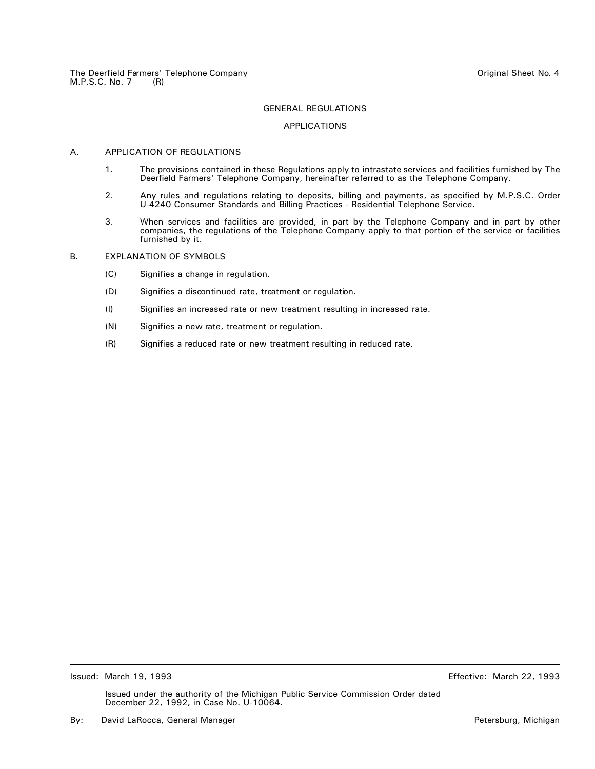# GENERAL REGULATIONS

## APPLICATIONS

A. APPLICATION OF REGULATIONS

1. The provisions contained in these Regulations apply to intrastate services and facilities furnished by The Deerfield Farmers' Telephone Company, hereinafter referred to as the Telephone Company.

2. Any rules and regulations relating to deposits, billing and payments, as specified by M.P.S.C. Order U-4240 Consumer Standards and Billing Practices - Residential Telephone Service.

3. When services and facilities are provided, in part by the Telephone Company and in part by other companies, the regulations of the Telephone Company apply to that portion of the service or facilities furnished by it.

B. EXPLANATION OF SYMBOLS

(C) Signifies a change in regulation.

(D) Signifies a discontinued rate, treatment or regulation.

(I) Signifies an increased rate or new treatment resulting in increased rate.

(N) Signifies a new rate, treatment or regulation.

(R) Signifies a reduced rate or new treatment resulting in reduced rate.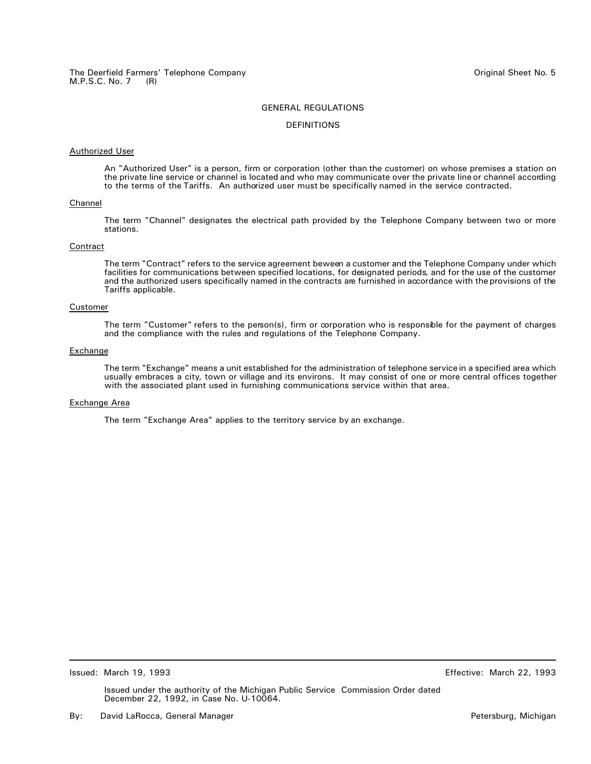## GENERAL REGULATIONS

### DEFINITIONS

Authorized User

An "Authorized User" is a person, firm or corporation (other than the customer) on whose premises a station on the private line service or channel is located and who may communicate over the private line or channel according to the terms of the Tariffs. An authorized user must be specifically named in the service contracted.

Channel

The term "Channel" designates the electrical path provided by the Telephone Company between two or more stations.

Contract

The term "Contract" refers to the service agreement beween a customer and the Telephone Company under which facilities for communications between specified locations, for designated periods, and for the use of the customer and the authorized users specifically named in the contracts are furnished in accordance with the provisions of the Tariffs applicable.

Customer

The term "Customer" refers to the person(s), firm or corporation who is responsible for the payment of charges and the compliance with the rules and regulations of the Telephone Company.

Exchange

The term "Exchange" means a unit established for the administration of telephone service in a specified area which usually embraces a city, town or village and its environs. It may consist of one or more central offices together with the associated plant used in furnishing communications service within that area.

Exchange Area

The term "Exchange Area" applies to the territory service by an exchange.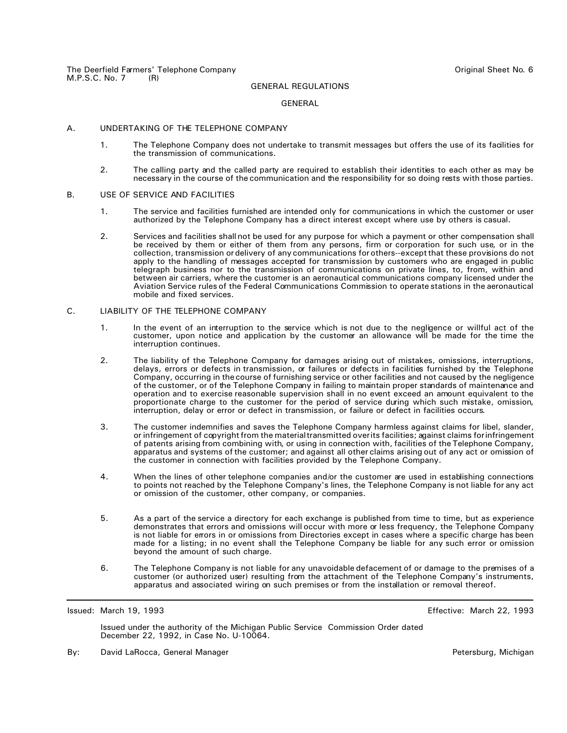The Deerfield Farmers' Telephone Company
M.P.S.C. No. 7 (R)

Original Sheet No. 6

# GENERAL REGULATIONS

## GENERAL

### A. UNDERTAKING OF THE TELEPHONE COMPANY

1. The Telephone Company does not undertake to transmit messages but offers the use of its facilities for the transmission of communications.

2. The calling party and the called party are required to establish their identities to each other as may be necessary in the course of the communication and the responsibility for so doing rests with those parties.

### B. USE OF SERVICE AND FACILITIES

1. The service and facilities furnished are intended only for communications in which the customer or user authorized by the Telephone Company has a direct interest except where use by others is casual.

2. Services and facilities shall not be used for any purpose for which a payment or other compensation shall be received by them or either of them from any persons, firm or corporation for such use, or in the collection, transmission or delivery of any communications for others--except that these provisions do not apply to the handling of messages accepted for transmission by customers who are engaged in public telegraph business nor to the transmission of communications on private lines, to, from, within and between air carriers, where the customer is an aeronautical communications company licensed under the Aviation Service rules of the Federal Communications Commission to operate stations in the aeronautical mobile and fixed services.

### C. LIABILITY OF THE TELEPHONE COMPANY

1. In the event of an interruption to the service which is not due to the negligence or willful act of the customer, upon notice and application by the customer an allowance will be made for the time the interruption continues.

2. The liability of the Telephone Company for damages arising out of mistakes, omissions, interruptions, delays, errors or defects in transmission, or failures or defects in facilities furnished by the Telephone Company, occurring in the course of furnishing service or other facilities and not caused by the negligence of the customer, or of the Telephone Company in failing to maintain proper standards of maintenance and operation and to exercise reasonable supervision shall in no event exceed an amount equivalent to the proportionate charge to the customer for the period of service during which such mistake, omission, interruption, delay or error or defect in transmission, or failure or defect in facilities occurs.

3. The customer indemnifies and saves the Telephone Company harmless against claims for libel, slander, or infringement of copyright from the material transmitted over its facilities; against claims for infringement of patents arising from combining with, or using in connection with, facilities of the Telephone Company, apparatus and systems of the customer; and against all other claims arising out of any act or omission of the customer in connection with facilities provided by the Telephone Company.

4. When the lines of other telephone companies and/or the customer are used in establishing connections to points not reached by the Telephone Company's lines, the Telephone Company is not liable for any act or omission of the customer, other company, or companies.

5. As a part of the service a directory for each exchange is published from time to time, but as experience demonstrates that errors and omissions will occur with more or less frequency, the Telephone Company is not liable for errors in or omissions from Directories except in cases where a specific charge has been made for a listing; in no event shall the Telephone Company be liable for any such error or omission beyond the amount of such charge.

6. The Telephone Company is not liable for any unavoidable defacement of or damage to the premises of a customer (or authorized user) resulting from the attachment of the Telephone Company's instruments, apparatus and associated wiring on such premises or from the installation or removal thereof.

---

Issued: March 19, 1993 | Effective: March 22, 1993

Issued under the authority of the Michigan Public Service Commission Order dated December 22, 1992, in Case No. U-10064.

By: David LaRocca, General Manager | Petersburg, Michigan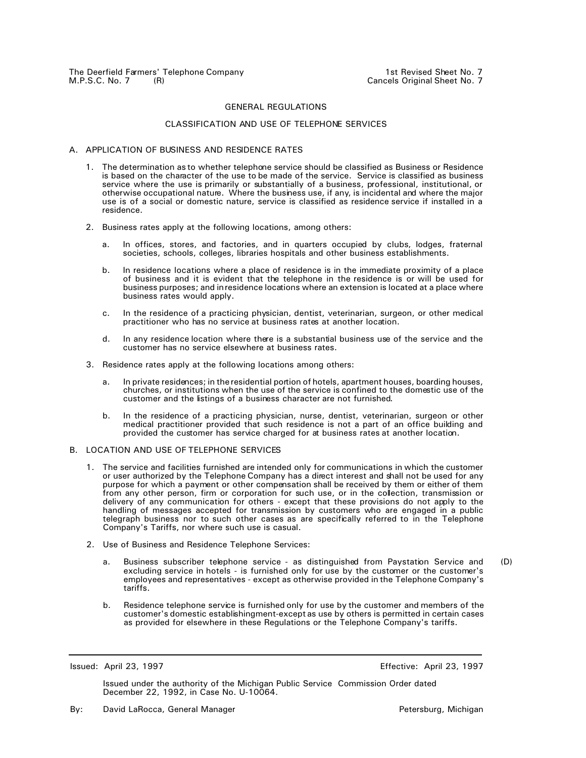The Deerfield Farmers' Telephone Company
M.P.S.C. No. 7 (R)

1st Revised Sheet No. 7
Cancels Original Sheet No. 7

# GENERAL REGULATIONS

## CLASSIFICATION AND USE OF TELEPHONE SERVICES

A. APPLICATION OF BUSINESS AND RESIDENCE RATES

1. The determination as to whether telephone service should be classified as Business or Residence is based on the character of the use to be made of the service. Service is classified as business service where the use is primarily or substantially of a business, professional, institutional, or otherwise occupational nature. Where the business use, if any, is incidental and where the major use is of a social or domestic nature, service is classified as residence service if installed in a residence.

2. Business rates apply at the following locations, among others:

   a. In offices, stores, and factories, and in quarters occupied by clubs, lodges, fraternal societies, schools, colleges, libraries hospitals and other business establishments.

   b. In residence locations where a place of residence is in the immediate proximity of a place of business and it is evident that the telephone in the residence is or will be used for business purposes; and in residence locations where an extension is located at a place where business rates would apply.

   c. In the residence of a practicing physician, dentist, veterinarian, surgeon, or other medical practitioner who has no service at business rates at another location.

   d. In any residence location where there is a substantial business use of the service and the customer has no service elsewhere at business rates.

3. Residence rates apply at the following locations among others:

   a. In private residences; in the residential portion of hotels, apartment houses, boarding houses, churches, or institutions when the use of the service is confined to the domestic use of the customer and the listings of a business character are not furnished.

   b. In the residence of a practicing physician, nurse, dentist, veterinarian, surgeon or other medical practitioner provided that such residence is not a part of an office building and provided the customer has service charged for at business rates at another location.

B. LOCATION AND USE OF TELEPHONE SERVICES

1. The service and facilities furnished are intended only for communications in which the customer or user authorized by the Telephone Company has a direct interest and shall not be used for any purpose for which a payment or other compensation shall be received by them or either of them from any other person, firm or corporation for such use, or in the collection, transmission or delivery of any communication for others - except that these provisions do not apply to the handling of messages accepted for transmission by customers who are engaged in a public telegraph business nor to such other cases as are specifically referred to in the Telephone Company's Tariffs, nor where such use is casual.

2. Use of Business and Residence Telephone Services:

   a. Business subscriber telephone service - as distinguished from Paystation Service and excluding service in hotels - is furnished only for use by the customer or the customer's employees and representatives - except as otherwise provided in the Telephone Company's tariffs. (D)

   b. Residence telephone service is furnished only for use by the customer and members of the customer's domestic establishingment-except as use by others is permitted in certain cases as provided for elsewhere in these Regulations or the Telephone Company's tariffs.

Issued: April 23, 1997 Effective: April 23, 1997

Issued under the authority of the Michigan Public Service Commission Order dated December 22, 1992, in Case No. U-10064.

By: David LaRocca, General Manager Petersburg, Michigan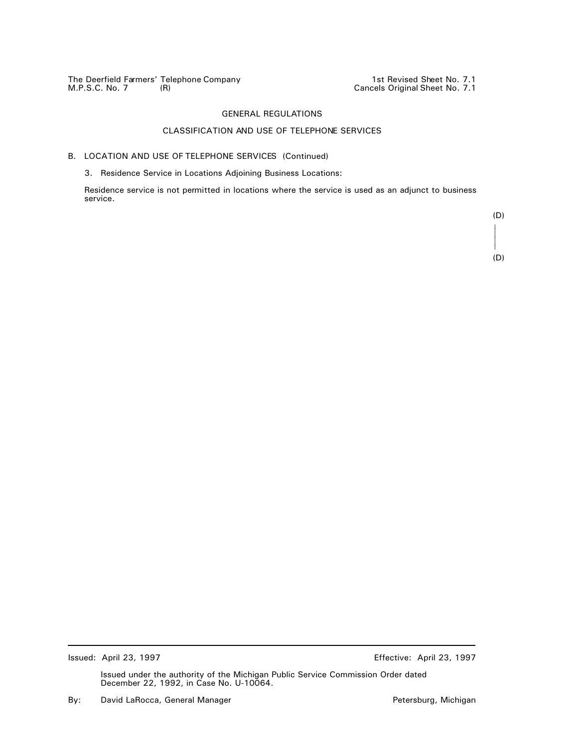The Deerfield Farmers' Telephone Company
M.P.S.C. No. 7 (R)

1st Revised Sheet No. 7.1
Cancels Original Sheet No. 7.1

## GENERAL REGULATIONS

### CLASSIFICATION AND USE OF TELEPHONE SERVICES

B. LOCATION AND USE OF TELEPHONE SERVICES (Continued)

3. Residence Service in Locations Adjoining Business Locations:

Residence service is not permitted in locations where the service is used as an adjunct to business service.

(D)

(D)

---

Issued: April 23, 1997

Effective: April 23, 1997

Issued under the authority of the Michigan Public Service Commission Order dated December 22, 1992, in Case No. U-10064.

By: David LaRocca, General Manager

Petersburg, Michigan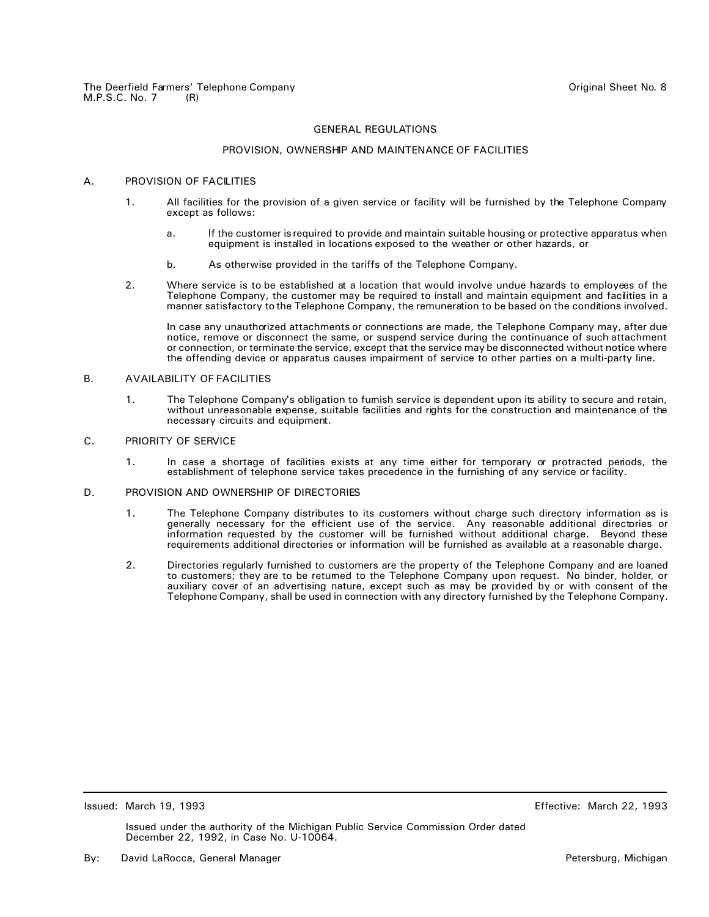## GENERAL REGULATIONS

### PROVISION, OWNERSHIP AND MAINTENANCE OF FACILITIES

A. PROVISION OF FACILITIES

1. All facilities for the provision of a given service or facility will be furnished by the Telephone Company except as follows:

   a. If the customer is required to provide and maintain suitable housing or protective apparatus when equipment is installed in locations exposed to the weather or other hazards, or

   b. As otherwise provided in the tariffs of the Telephone Company.

2. Where service is to be established at a location that would involve undue hazards to employees of the Telephone Company, the customer may be required to install and maintain equipment and facilities in a manner satisfactory to the Telephone Company, the remuneration to be based on the conditions involved.

   In case any unauthorized attachments or connections are made, the Telephone Company may, after due notice, remove or disconnect the same, or suspend service during the continuance of such attachment or connection, or terminate the service, except that the service may be disconnected without notice where the offending device or apparatus causes impairment of service to other parties on a multi-party line.

B. AVAILABILITY OF FACILITIES

1. The Telephone Company's obligation to furnish service is dependent upon its ability to secure and retain, without unreasonable expense, suitable facilities and rights for the construction and maintenance of the necessary circuits and equipment.

C. PRIORITY OF SERVICE

1. In case a shortage of facilities exists at any time either for temporary or protracted periods, the establishment of telephone service takes precedence in the furnishing of any service or facility.

D. PROVISION AND OWNERSHIP OF DIRECTORIES

1. The Telephone Company distributes to its customers without charge such directory information as is generally necessary for the efficient use of the service. Any reasonable additional directories or information requested by the customer will be furnished without additional charge. Beyond these requirements additional directories or information will be furnished as available at a reasonable charge.

2. Directories regularly furnished to customers are the property of the Telephone Company and are loaned to customers; they are to be returned to the Telephone Company upon request. No binder, holder, or auxiliary cover of an advertising nature, except such as may be provided by or with consent of the Telephone Company, shall be used in connection with any directory furnished by the Telephone Company.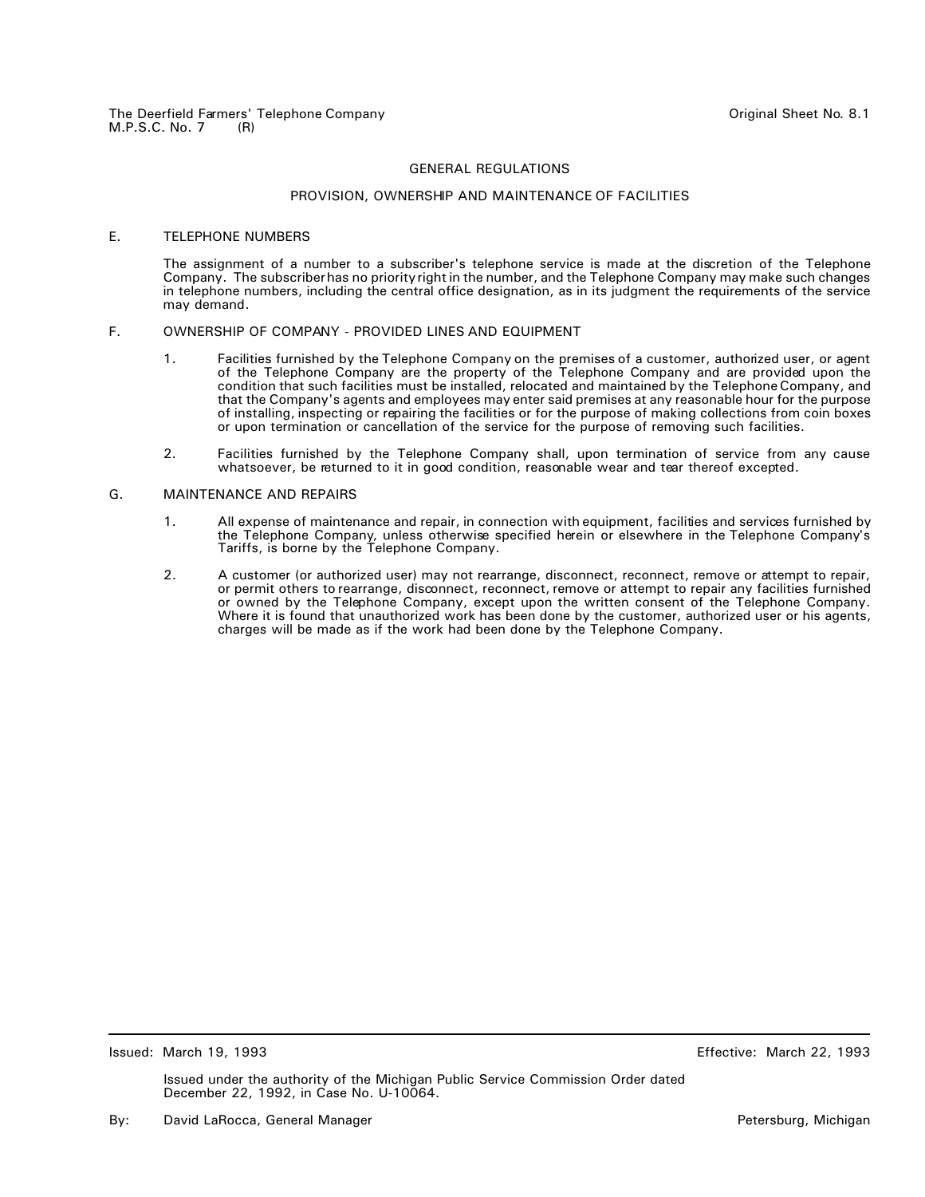## GENERAL REGULATIONS

### PROVISION, OWNERSHIP AND MAINTENANCE OF FACILITIES

E. TELEPHONE NUMBERS

The assignment of a number to a subscriber's telephone service is made at the discretion of the Telephone Company. The subscriber has no priority right in the number, and the Telephone Company may make such changes in telephone numbers, including the central office designation, as in its judgment the requirements of the service may demand.

F. OWNERSHIP OF COMPANY - PROVIDED LINES AND EQUIPMENT

1. Facilities furnished by the Telephone Company on the premises of a customer, authorized user, or agent of the Telephone Company are the property of the Telephone Company and are provided upon the condition that such facilities must be installed, relocated and maintained by the Telephone Company, and that the Company's agents and employees may enter said premises at any reasonable hour for the purpose of installing, inspecting or repairing the facilities or for the purpose of making collections from coin boxes or upon termination or cancellation of the service for the purpose of removing such facilities.

2. Facilities furnished by the Telephone Company shall, upon termination of service from any cause whatsoever, be returned to it in good condition, reasonable wear and tear thereof excepted.

G. MAINTENANCE AND REPAIRS

1. All expense of maintenance and repair, in connection with equipment, facilities and services furnished by the Telephone Company, unless otherwise specified herein or elsewhere in the Telephone Company's Tariffs, is borne by the Telephone Company.

2. A customer (or authorized user) may not rearrange, disconnect, reconnect, remove or attempt to repair, or permit others to rearrange, disconnect, reconnect, remove or attempt to repair any facilities furnished or owned by the Telephone Company, except upon the written consent of the Telephone Company. Where it is found that unauthorized work has been done by the customer, authorized user or his agents, charges will be made as if the work had been done by the Telephone Company.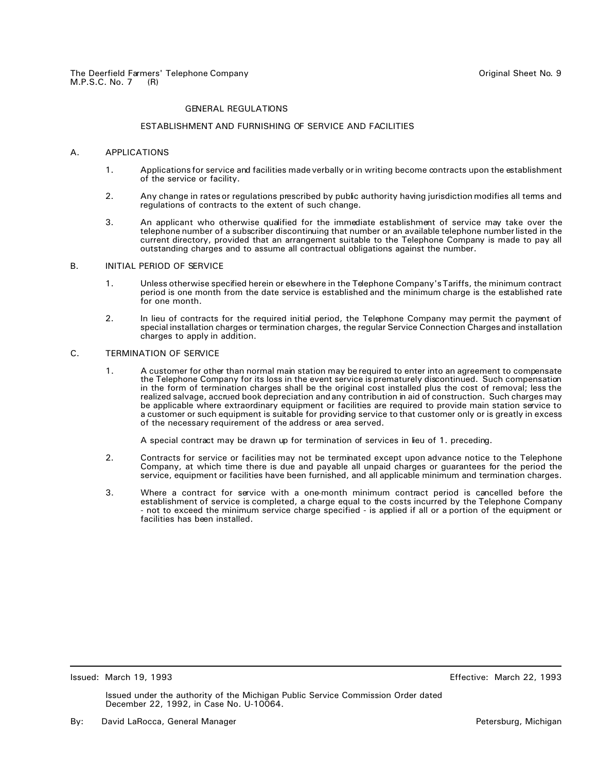## GENERAL REGULATIONS

### ESTABLISHMENT AND FURNISHING OF SERVICE AND FACILITIES

A. APPLICATIONS

1. Applications for service and facilities made verbally or in writing become contracts upon the establishment of the service or facility.

2. Any change in rates or regulations prescribed by public authority having jurisdiction modifies all terms and regulations of contracts to the extent of such change.

3. An applicant who otherwise qualified for the immediate establishment of service may take over the telephone number of a subscriber discontinuing that number or an available telephone number listed in the current directory, provided that an arrangement suitable to the Telephone Company is made to pay all outstanding charges and to assume all contractual obligations against the number.

B. INITIAL PERIOD OF SERVICE

1. Unless otherwise specified herein or elsewhere in the Telephone Company's Tariffs, the minimum contract period is one month from the date service is established and the minimum charge is the established rate for one month.

2. In lieu of contracts for the required initial period, the Telephone Company may permit the payment of special installation charges or termination charges, the regular Service Connection Charges and installation charges to apply in addition.

C. TERMINATION OF SERVICE

1. A customer for other than normal main station may be required to enter into an agreement to compensate the Telephone Company for its loss in the event service is prematurely discontinued. Such compensation in the form of termination charges shall be the original cost installed plus the cost of removal; less the realized salvage, accrued book depreciation and any contribution in aid of construction. Such charges may be applicable where extraordinary equipment or facilities are required to provide main station service to a customer or such equipment is suitable for providing service to that customer only or is greatly in excess of the necessary requirement of the address or area served.

   A special contract may be drawn up for termination of services in lieu of 1. preceding.

2. Contracts for service or facilities may not be terminated except upon advance notice to the Telephone Company, at which time there is due and payable all unpaid charges or guarantees for the period the service, equipment or facilities have been furnished, and all applicable minimum and termination charges.

3. Where a contract for service with a one-month minimum contract period is cancelled before the establishment of service is completed, a charge equal to the costs incurred by the Telephone Company - not to exceed the minimum service charge specified - is applied if all or a portion of the equipment or facilities has been installed.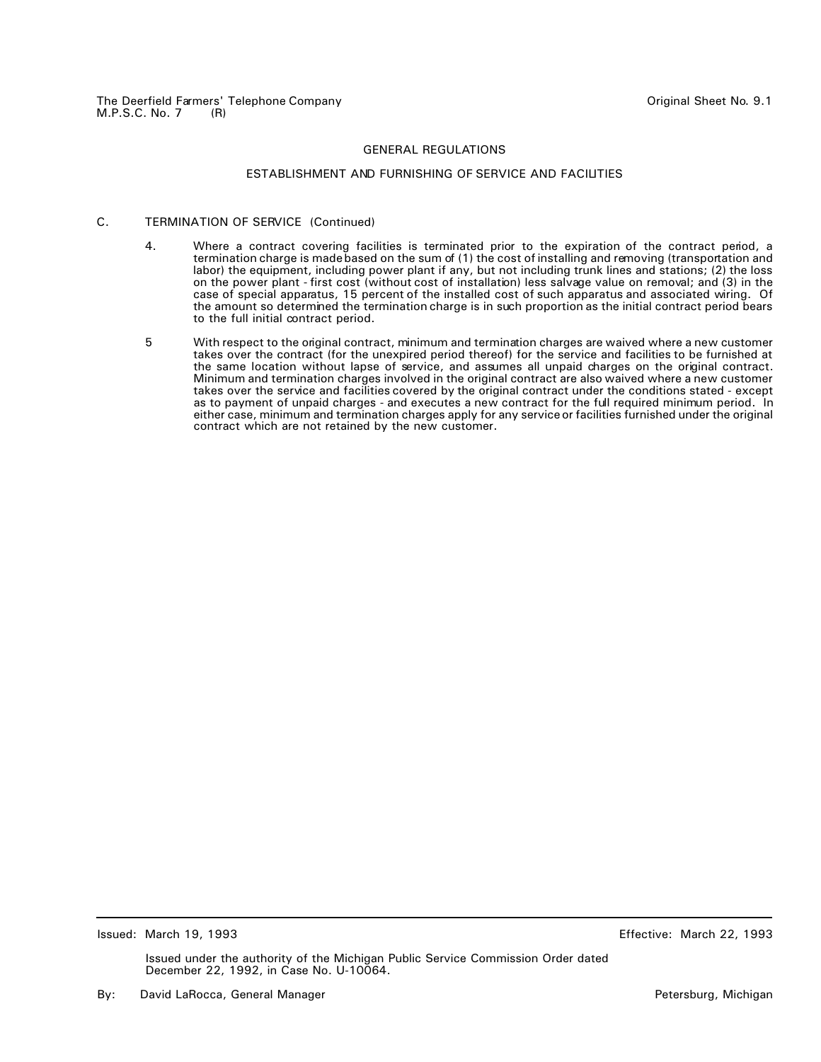The Deerfield Farmers' Telephone Company
M.P.S.C. No. 7 (R)

Original Sheet No. 9.1

## GENERAL REGULATIONS

### ESTABLISHMENT AND FURNISHING OF SERVICE AND FACILITIES

C. TERMINATION OF SERVICE (Continued)

4. Where a contract covering facilities is terminated prior to the expiration of the contract period, a termination charge is made based on the sum of (1) the cost of installing and removing (transportation and labor) the equipment, including power plant if any, but not including trunk lines and stations; (2) the loss on the power plant - first cost (without cost of installation) less salvage value on removal; and (3) in the case of special apparatus, 15 percent of the installed cost of such apparatus and associated wiring. Of the amount so determined the termination charge is in such proportion as the initial contract period bears to the full initial contract period.

5 With respect to the original contract, minimum and termination charges are waived where a new customer takes over the contract (for the unexpired period thereof) for the service and facilities to be furnished at the same location without lapse of service, and assumes all unpaid charges on the original contract. Minimum and termination charges involved in the original contract are also waived where a new customer takes over the service and facilities covered by the original contract under the conditions stated - except as to payment of unpaid charges - and executes a new contract for the full required minimum period. In either case, minimum and termination charges apply for any service or facilities furnished under the original contract which are not retained by the new customer.

Issued: March 19, 1993

Effective: March 22, 1993

Issued under the authority of the Michigan Public Service Commission Order dated December 22, 1992, in Case No. U-10064.

By: David LaRocca, General Manager

Petersburg, Michigan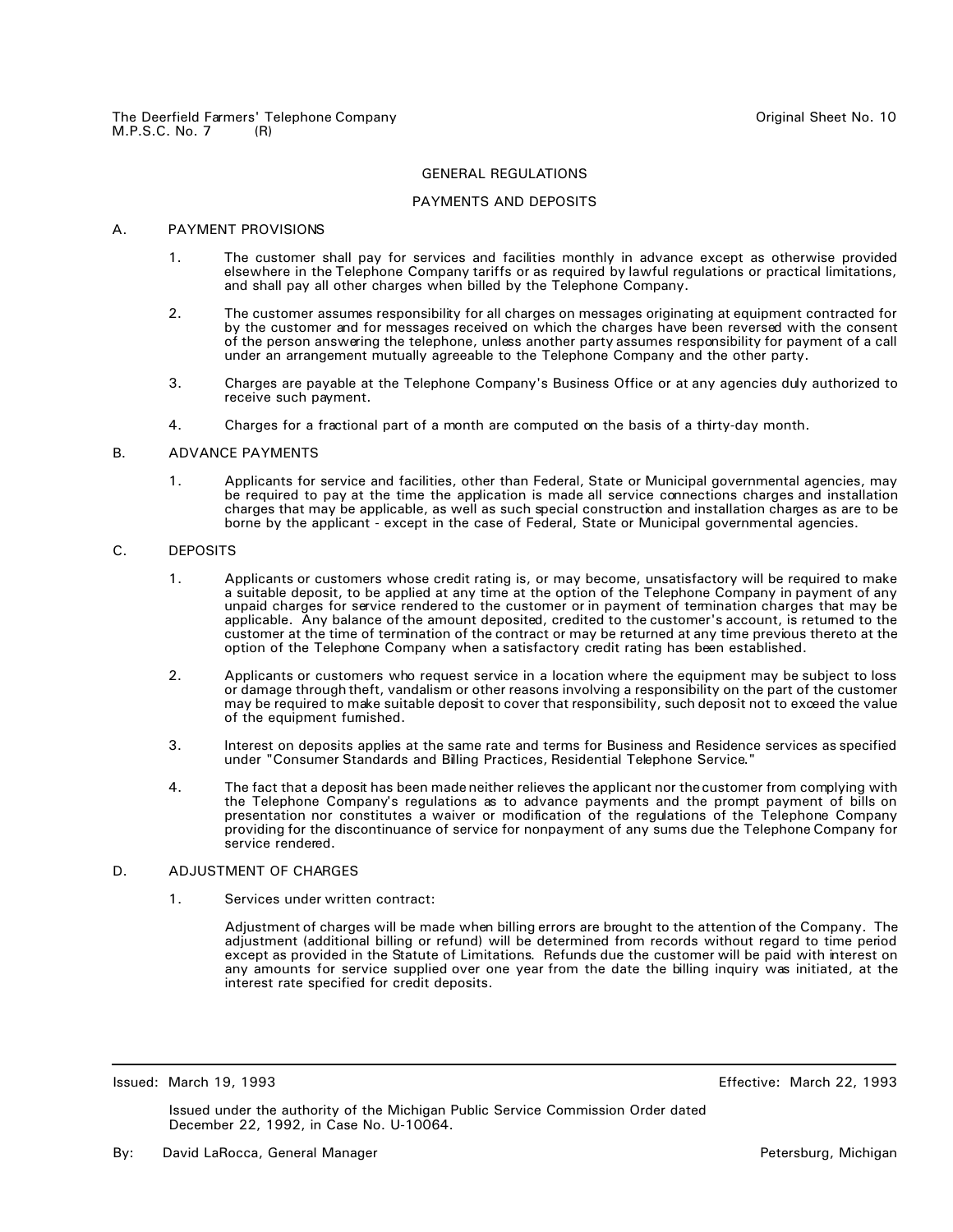## GENERAL REGULATIONS

## PAYMENTS AND DEPOSITS

### A. PAYMENT PROVISIONS

1. The customer shall pay for services and facilities monthly in advance except as otherwise provided elsewhere in the Telephone Company tariffs or as required by lawful regulations or practical limitations, and shall pay all other charges when billed by the Telephone Company.

2. The customer assumes responsibility for all charges on messages originating at equipment contracted for by the customer and for messages received on which the charges have been reversed with the consent of the person answering the telephone, unless another party assumes responsibility for payment of a call under an arrangement mutually agreeable to the Telephone Company and the other party.

3. Charges are payable at the Telephone Company's Business Office or at any agencies duly authorized to receive such payment.

4. Charges for a fractional part of a month are computed on the basis of a thirty-day month.

### B. ADVANCE PAYMENTS

1. Applicants for service and facilities, other than Federal, State or Municipal governmental agencies, may be required to pay at the time the application is made all service connections charges and installation charges that may be applicable, as well as such special construction and installation charges as are to be borne by the applicant - except in the case of Federal, State or Municipal governmental agencies.

### C. DEPOSITS

1. Applicants or customers whose credit rating is, or may become, unsatisfactory will be required to make a suitable deposit, to be applied at any time at the option of the Telephone Company in payment of any unpaid charges for service rendered to the customer or in payment of termination charges that may be applicable. Any balance of the amount deposited, credited to the customer's account, is returned to the customer at the time of termination of the contract or may be returned at any time previous thereto at the option of the Telephone Company when a satisfactory credit rating has been established.

2. Applicants or customers who request service in a location where the equipment may be subject to loss or damage through theft, vandalism or other reasons involving a responsibility on the part of the customer may be required to make suitable deposit to cover that responsibility, such deposit not to exceed the value of the equipment furnished.

3. Interest on deposits applies at the same rate and terms for Business and Residence services as specified under "Consumer Standards and Billing Practices, Residential Telephone Service."

4. The fact that a deposit has been made neither relieves the applicant nor the customer from complying with the Telephone Company's regulations as to advance payments and the prompt payment of bills on presentation nor constitutes a waiver or modification of the regulations of the Telephone Company providing for the discontinuance of service for nonpayment of any sums due the Telephone Company for service rendered.

### D. ADJUSTMENT OF CHARGES

1. Services under written contract:

   Adjustment of charges will be made when billing errors are brought to the attention of the Company. The adjustment (additional billing or refund) will be determined from records without regard to time period except as provided in the Statute of Limitations. Refunds due the customer will be paid with interest on any amounts for service supplied over one year from the date the billing inquiry was initiated, at the interest rate specified for credit deposits.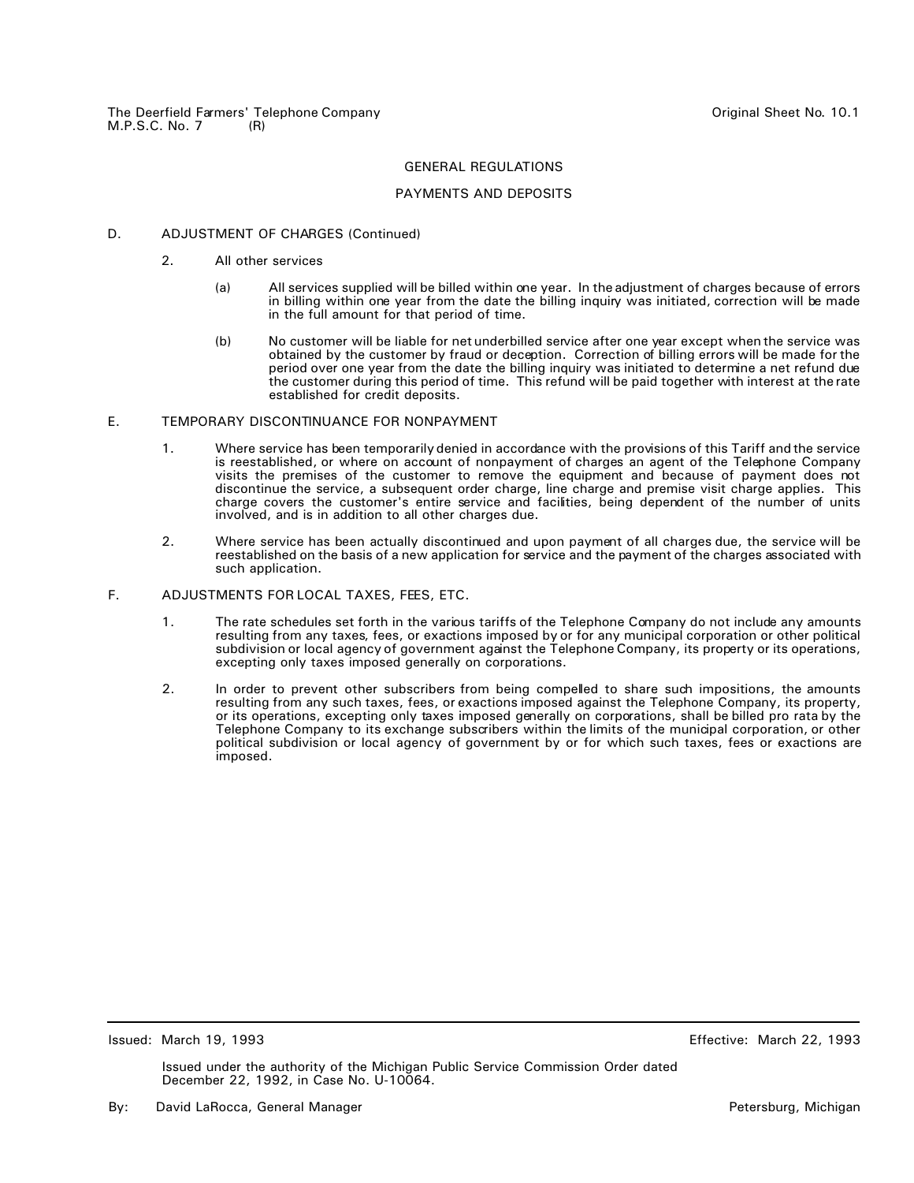## GENERAL REGULATIONS

### PAYMENTS AND DEPOSITS

D. ADJUSTMENT OF CHARGES (Continued)

2. All other services

   (a) All services supplied will be billed within one year. In the adjustment of charges because of errors in billing within one year from the date the billing inquiry was initiated, correction will be made in the full amount for that period of time.

   (b) No customer will be liable for net underbilled service after one year except when the service was obtained by the customer by fraud or deception. Correction of billing errors will be made for the period over one year from the date the billing inquiry was initiated to determine a net refund due the customer during this period of time. This refund will be paid together with interest at the rate established for credit deposits.

E. TEMPORARY DISCONTINUANCE FOR NONPAYMENT

1. Where service has been temporarily denied in accordance with the provisions of this Tariff and the service is reestablished, or where on account of nonpayment of charges an agent of the Telephone Company visits the premises of the customer to remove the equipment and because of payment does not discontinue the service, a subsequent order charge, line charge and premise visit charge applies. This charge covers the customer's entire service and facilities, being dependent of the number of units involved, and is in addition to all other charges due.

2. Where service has been actually discontinued and upon payment of all charges due, the service will be reestablished on the basis of a new application for service and the payment of the charges associated with such application.

F. ADJUSTMENTS FOR LOCAL TAXES, FEES, ETC.

1. The rate schedules set forth in the various tariffs of the Telephone Company do not include any amounts resulting from any taxes, fees, or exactions imposed by or for any municipal corporation or other political subdivision or local agency of government against the Telephone Company, its property or its operations, excepting only taxes imposed generally on corporations.

2. In order to prevent other subscribers from being compelled to share such impositions, the amounts resulting from any such taxes, fees, or exactions imposed against the Telephone Company, its property, or its operations, excepting only taxes imposed generally on corporations, shall be billed pro rata by the Telephone Company to its exchange subscribers within the limits of the municipal corporation, or other political subdivision or local agency of government by or for which such taxes, fees or exactions are imposed.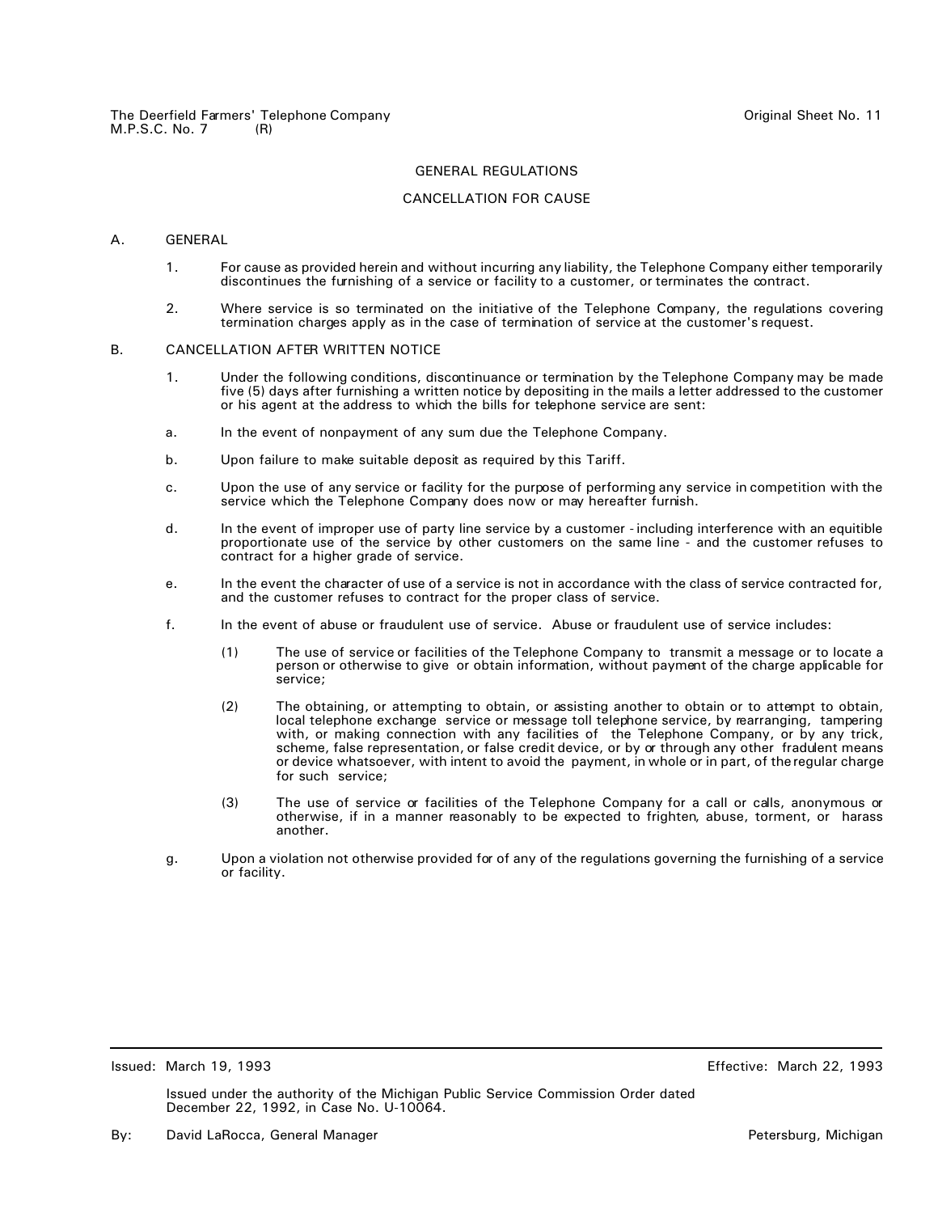# GENERAL REGULATIONS

## CANCELLATION FOR CAUSE

A. GENERAL

1. For cause as provided herein and without incurring any liability, the Telephone Company either temporarily discontinues the furnishing of a service or facility to a customer, or terminates the contract.

2. Where service is so terminated on the initiative of the Telephone Company, the regulations covering termination charges apply as in the case of termination of service at the customer's request.

B. CANCELLATION AFTER WRITTEN NOTICE

1. Under the following conditions, discontinuance or termination by the Telephone Company may be made five (5) days after furnishing a written notice by depositing in the mails a letter addressed to the customer or his agent at the address to which the bills for telephone service are sent:

a. In the event of nonpayment of any sum due the Telephone Company.

b. Upon failure to make suitable deposit as required by this Tariff.

c. Upon the use of any service or facility for the purpose of performing any service in competition with the service which the Telephone Company does now or may hereafter furnish.

d. In the event of improper use of party line service by a customer - including interference with an equitible proportionate use of the service by other customers on the same line - and the customer refuses to contract for a higher grade of service.

e. In the event the character of use of a service is not in accordance with the class of service contracted for, and the customer refuses to contract for the proper class of service.

f. In the event of abuse or fraudulent use of service. Abuse or fraudulent use of service includes:

(1) The use of service or facilities of the Telephone Company to transmit a message or to locate a person or otherwise to give or obtain information, without payment of the charge applicable for service;

(2) The obtaining, or attempting to obtain, or assisting another to obtain or to attempt to obtain, local telephone exchange service or message toll telephone service, by rearranging, tampering with, or making connection with any facilities of the Telephone Company, or by any trick, scheme, false representation, or false credit device, or by or through any other fradulent means or device whatsoever, with intent to avoid the payment, in whole or in part, of the regular charge for such service;

(3) The use of service or facilities of the Telephone Company for a call or calls, anonymous or otherwise, if in a manner reasonably to be expected to frighten, abuse, torment, or harass another.

g. Upon a violation not otherwise provided for of any of the regulations governing the furnishing of a service or facility.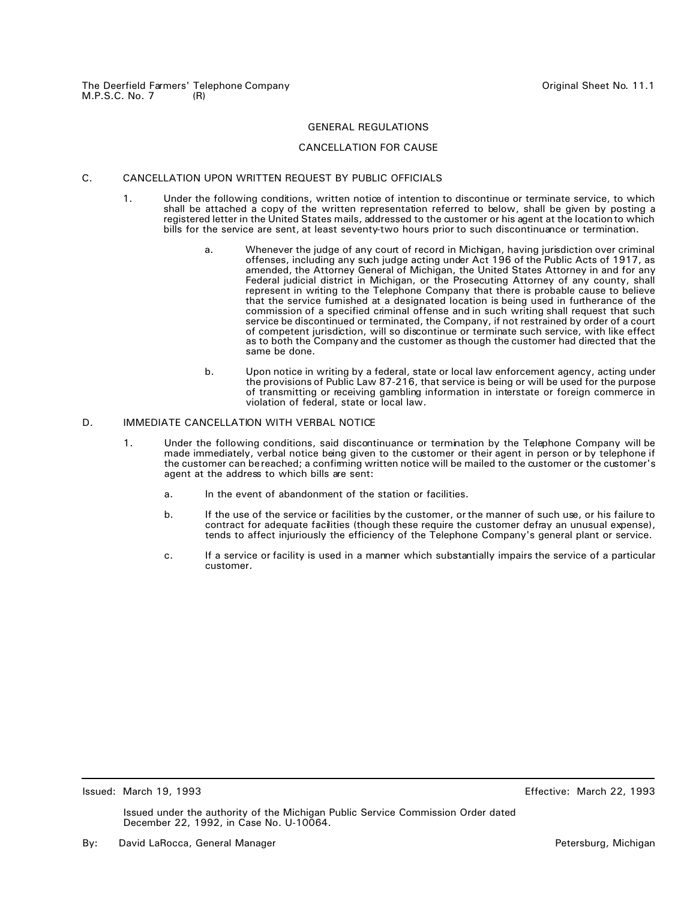## GENERAL REGULATIONS

## CANCELLATION FOR CAUSE

### C. CANCELLATION UPON WRITTEN REQUEST BY PUBLIC OFFICIALS

1. Under the following conditions, written notice of intention to discontinue or terminate service, to which shall be attached a copy of the written representation referred to below, shall be given by posting a registered letter in the United States mails, addressed to the customer or his agent at the location to which bills for the service are sent, at least seventy-two hours prior to such discontinuance or termination.

   a. Whenever the judge of any court of record in Michigan, having jurisdiction over criminal offenses, including any such judge acting under Act 196 of the Public Acts of 1917, as amended, the Attorney General of Michigan, the United States Attorney in and for any Federal judicial district in Michigan, or the Prosecuting Attorney of any county, shall represent in writing to the Telephone Company that there is probable cause to believe that the service furnished at a designated location is being used in furtherance of the commission of a specified criminal offense and in such writing shall request that such service be discontinued or terminated, the Company, if not restrained by order of a court of competent jurisdiction, will so discontinue or terminate such service, with like effect as to both the Company and the customer as though the customer had directed that the same be done.

   b. Upon notice in writing by a federal, state or local law enforcement agency, acting under the provisions of Public Law 87-216, that service is being or will be used for the purpose of transmitting or receiving gambling information in interstate or foreign commerce in violation of federal, state or local law.

### D. IMMEDIATE CANCELLATION WITH VERBAL NOTICE

1. Under the following conditions, said discontinuance or termination by the Telephone Company will be made immediately, verbal notice being given to the customer or their agent in person or by telephone if the customer can be reached; a confirming written notice will be mailed to the customer or the customer's agent at the address to which bills are sent:

   a. In the event of abandonment of the station or facilities.

   b. If the use of the service or facilities by the customer, or the manner of such use, or his failure to contract for adequate facilities (though these require the customer defray an unusual expense), tends to affect injuriously the efficiency of the Telephone Company's general plant or service.

   c. If a service or facility is used in a manner which substantially impairs the service of a particular customer.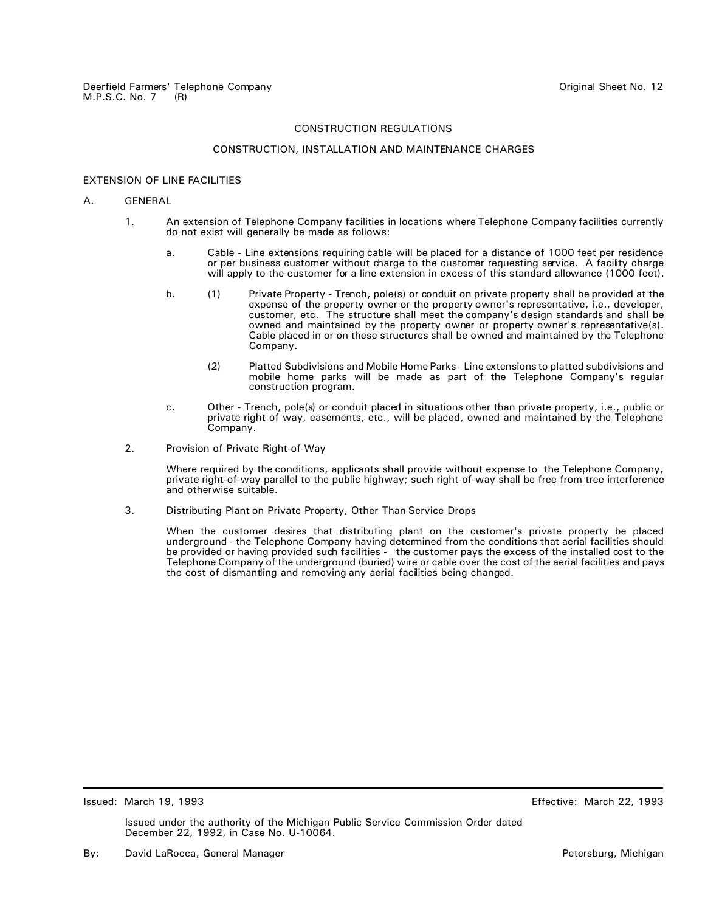# CONSTRUCTION REGULATIONS

## CONSTRUCTION, INSTALLATION AND MAINTENANCE CHARGES

### EXTENSION OF LINE FACILITIES

A. GENERAL

1. An extension of Telephone Company facilities in locations where Telephone Company facilities currently do not exist will generally be made as follows:

   a. Cable - Line extensions requiring cable will be placed for a distance of 1000 feet per residence or per business customer without charge to the customer requesting service. A facility charge will apply to the customer for a line extension in excess of this standard allowance (1000 feet).

   b. (1) Private Property - Trench, pole(s) or conduit on private property shall be provided at the expense of the property owner or the property owner's representative, i.e., developer, customer, etc. The structure shall meet the company's design standards and shall be owned and maintained by the property owner or property owner's representative(s). Cable placed in or on these structures shall be owned and maintained by the Telephone Company.

      (2) Platted Subdivisions and Mobile Home Parks - Line extensions to platted subdivisions and mobile home parks will be made as part of the Telephone Company's regular construction program.

   c. Other - Trench, pole(s) or conduit placed in situations other than private property, i.e., public or private right of way, easements, etc., will be placed, owned and maintained by the Telephone Company.

2. Provision of Private Right-of-Way

   Where required by the conditions, applicants shall provide without expense to the Telephone Company, private right-of-way parallel to the public highway; such right-of-way shall be free from tree interference and otherwise suitable.

3. Distributing Plant on Private Property, Other Than Service Drops

   When the customer desires that distributing plant on the customer's private property be placed underground - the Telephone Company having determined from the conditions that aerial facilities should be provided or having provided such facilities - the customer pays the excess of the installed cost to the Telephone Company of the underground (buried) wire or cable over the cost of the aerial facilities and pays the cost of dismantling and removing any aerial facilities being changed.

Issued: March 19, 1993 Effective: March 22, 1993

Issued under the authority of the Michigan Public Service Commission Order dated December 22, 1992, in Case No. U-10064.

By: David LaRocca, General Manager Petersburg, Michigan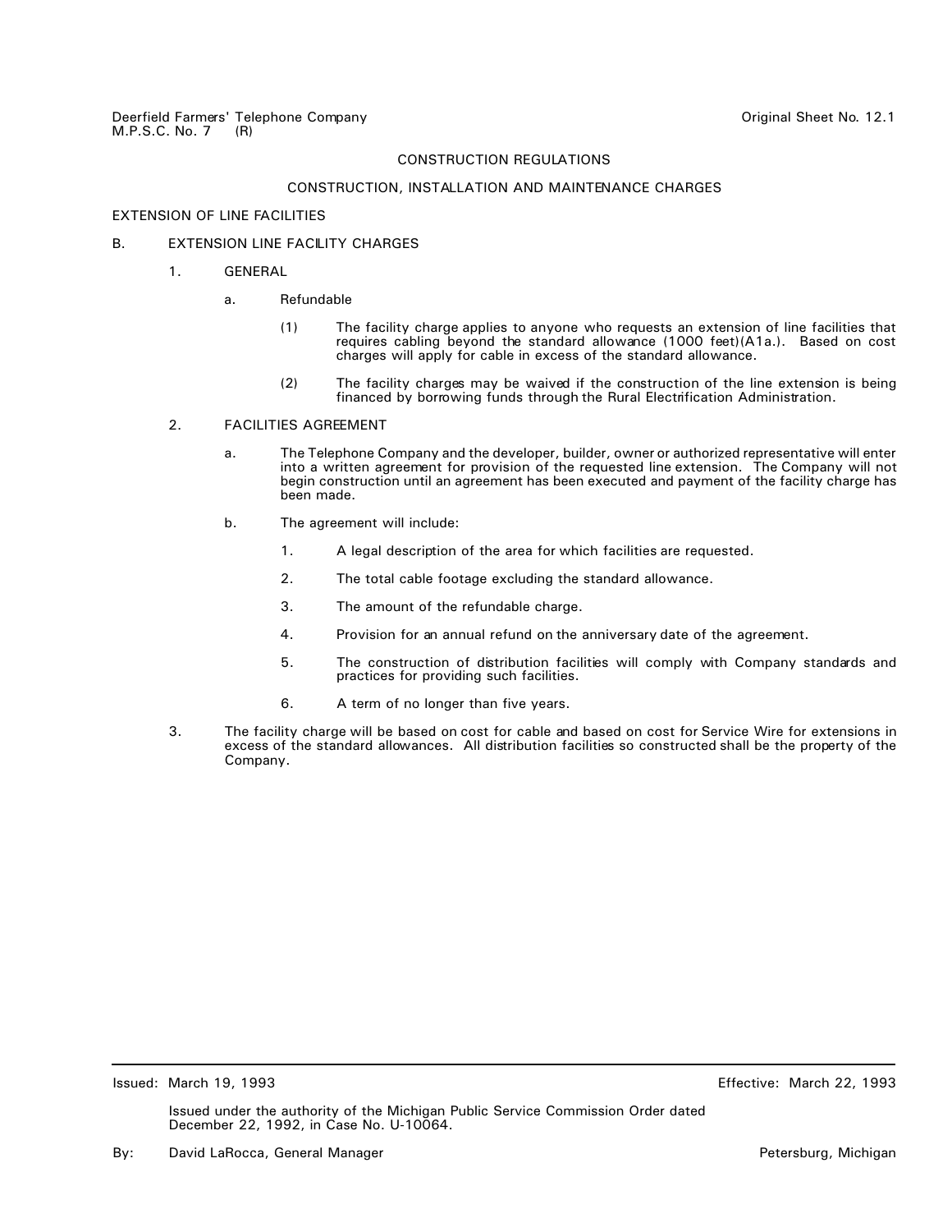CONSTRUCTION REGULATIONS

CONSTRUCTION, INSTALLATION AND MAINTENANCE CHARGES

EXTENSION OF LINE FACILITIES

B. EXTENSION LINE FACILITY CHARGES

1. GENERAL

   a. Refundable

      (1) The facility charge applies to anyone who requests an extension of line facilities that requires cabling beyond the standard allowance (1000 feet)(A1a.). Based on cost charges will apply for cable in excess of the standard allowance.

      (2) The facility charges may be waived if the construction of the line extension is being financed by borrowing funds through the Rural Electrification Administration.

2. FACILITIES AGREEMENT

   a. The Telephone Company and the developer, builder, owner or authorized representative will enter into a written agreement for provision of the requested line extension. The Company will not begin construction until an agreement has been executed and payment of the facility charge has been made.

   b. The agreement will include:

      1. A legal description of the area for which facilities are requested.

      2. The total cable footage excluding the standard allowance.

      3. The amount of the refundable charge.

      4. Provision for an annual refund on the anniversary date of the agreement.

      5. The construction of distribution facilities will comply with Company standards and practices for providing such facilities.

      6. A term of no longer than five years.

3. The facility charge will be based on cost for cable and based on cost for Service Wire for extensions in excess of the standard allowances. All distribution facilities so constructed shall be the property of the Company.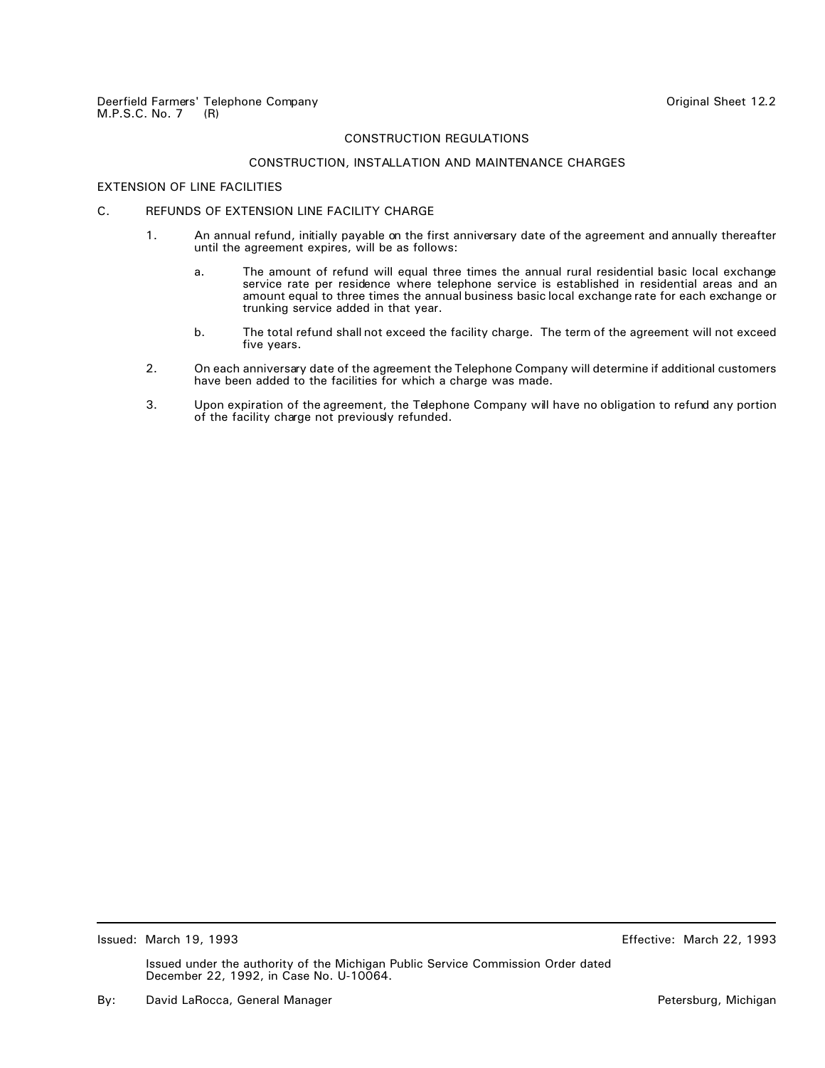Deerfield Farmers' Telephone Company
M.P.S.C. No. 7 (R)

Original Sheet 12.2

## CONSTRUCTION REGULATIONS

### CONSTRUCTION, INSTALLATION AND MAINTENANCE CHARGES

EXTENSION OF LINE FACILITIES

C. REFUNDS OF EXTENSION LINE FACILITY CHARGE

1. An annual refund, initially payable on the first anniversary date of the agreement and annually thereafter until the agreement expires, will be as follows:

   a. The amount of refund will equal three times the annual rural residential basic local exchange service rate per residence where telephone service is established in residential areas and an amount equal to three times the annual business basic local exchange rate for each exchange or trunking service added in that year.

   b. The total refund shall not exceed the facility charge. The term of the agreement will not exceed five years.

2. On each anniversary date of the agreement the Telephone Company will determine if additional customers have been added to the facilities for which a charge was made.

3. Upon expiration of the agreement, the Telephone Company will have no obligation to refund any portion of the facility charge not previously refunded.

---

Issued: March 19, 1993

Effective: March 22, 1993

Issued under the authority of the Michigan Public Service Commission Order dated December 22, 1992, in Case No. U-10064.

By: David LaRocca, General Manager

Petersburg, Michigan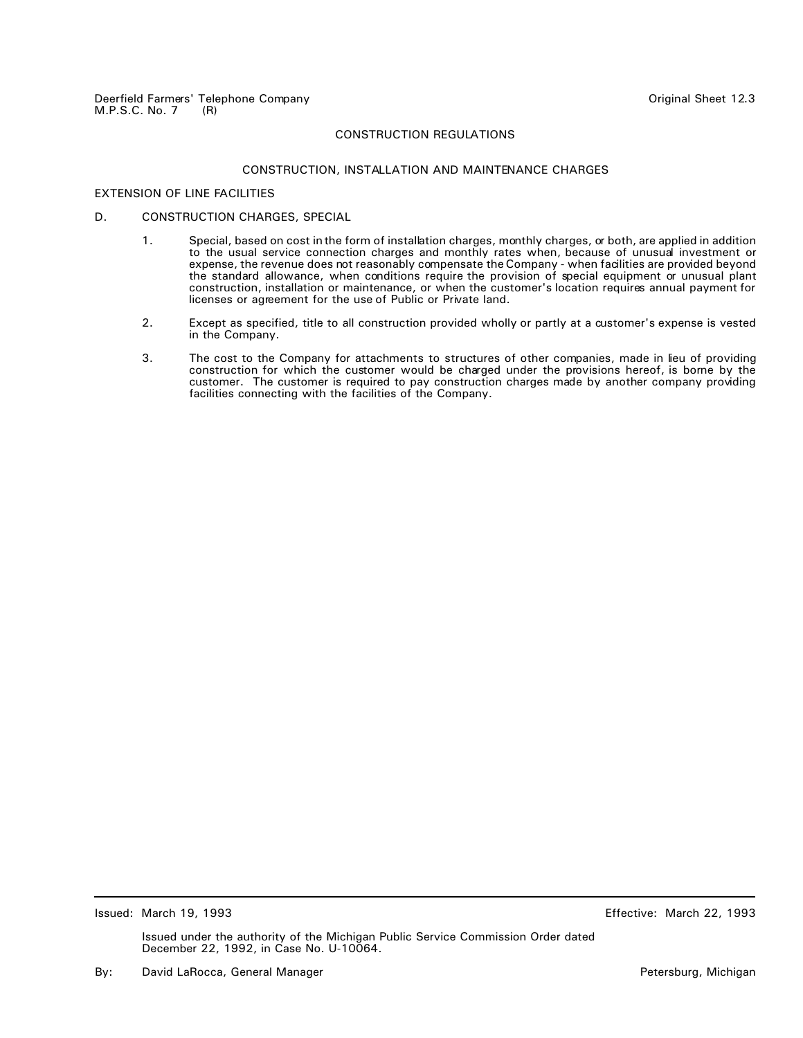# CONSTRUCTION REGULATIONS

## CONSTRUCTION, INSTALLATION AND MAINTENANCE CHARGES

### EXTENSION OF LINE FACILITIES

D. CONSTRUCTION CHARGES, SPECIAL

1. Special, based on cost in the form of installation charges, monthly charges, or both, are applied in addition to the usual service connection charges and monthly rates when, because of unusual investment or expense, the revenue does not reasonably compensate the Company - when facilities are provided beyond the standard allowance, when conditions require the provision of special equipment or unusual plant construction, installation or maintenance, or when the customer's location requires annual payment for licenses or agreement for the use of Public or Private land.

2. Except as specified, title to all construction provided wholly or partly at a customer's expense is vested in the Company.

3. The cost to the Company for attachments to structures of other companies, made in lieu of providing construction for which the customer would be charged under the provisions hereof, is borne by the customer. The customer is required to pay construction charges made by another company providing facilities connecting with the facilities of the Company.

Issued: March 19, 1993 Effective: March 22, 1993

Issued under the authority of the Michigan Public Service Commission Order dated December 22, 1992, in Case No. U-10064.

By: David LaRocca, General Manager Petersburg, Michigan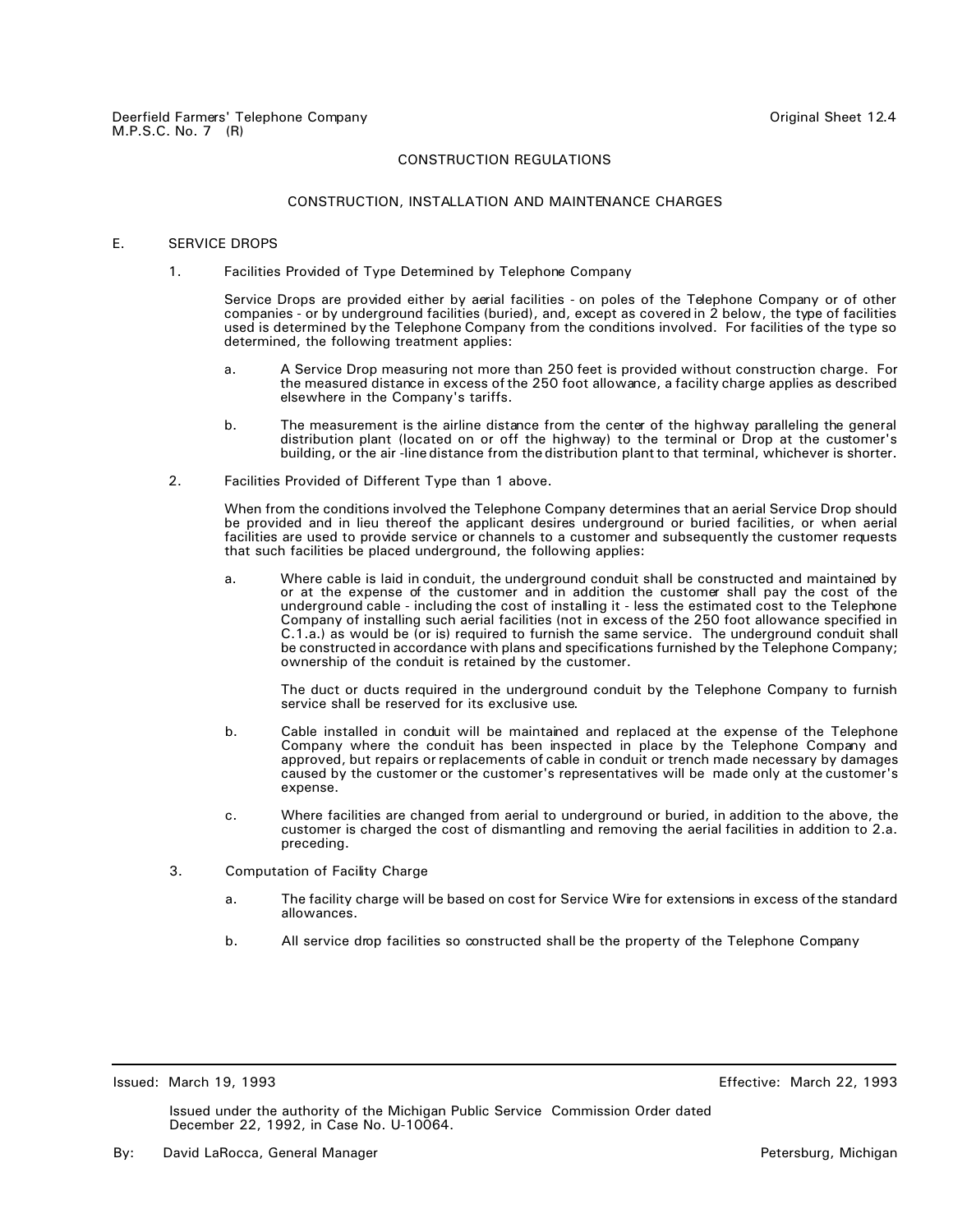CONSTRUCTION REGULATIONS

CONSTRUCTION, INSTALLATION AND MAINTENANCE CHARGES

E. SERVICE DROPS

1. Facilities Provided of Type Determined by Telephone Company

   Service Drops are provided either by aerial facilities - on poles of the Telephone Company or of other companies - or by underground facilities (buried), and, except as covered in 2 below, the type of facilities used is determined by the Telephone Company from the conditions involved. For facilities of the type so determined, the following treatment applies:

   a. A Service Drop measuring not more than 250 feet is provided without construction charge. For the measured distance in excess of the 250 foot allowance, a facility charge applies as described elsewhere in the Company's tariffs.

   b. The measurement is the airline distance from the center of the highway paralleling the general distribution plant (located on or off the highway) to the terminal or Drop at the customer's building, or the air -line distance from the distribution plant to that terminal, whichever is shorter.

2. Facilities Provided of Different Type than 1 above.

   When from the conditions involved the Telephone Company determines that an aerial Service Drop should be provided and in lieu thereof the applicant desires underground or buried facilities, or when aerial facilities are used to provide service or channels to a customer and subsequently the customer requests that such facilities be placed underground, the following applies:

   a. Where cable is laid in conduit, the underground conduit shall be constructed and maintained by or at the expense of the customer and in addition the customer shall pay the cost of the underground cable - including the cost of installing it - less the estimated cost to the Telephone Company of installing such aerial facilities (not in excess of the 250 foot allowance specified in C.1.a.) as would be (or is) required to furnish the same service. The underground conduit shall be constructed in accordance with plans and specifications furnished by the Telephone Company; ownership of the conduit is retained by the customer.

      The duct or ducts required in the underground conduit by the Telephone Company to furnish service shall be reserved for its exclusive use.

   b. Cable installed in conduit will be maintained and replaced at the expense of the Telephone Company where the conduit has been inspected in place by the Telephone Company and approved, but repairs or replacements of cable in conduit or trench made necessary by damages caused by the customer or the customer's representatives will be made only at the customer's expense.

   c. Where facilities are changed from aerial to underground or buried, in addition to the above, the customer is charged the cost of dismantling and removing the aerial facilities in addition to 2.a. preceding.

3. Computation of Facility Charge

   a. The facility charge will be based on cost for Service Wire for extensions in excess of the standard allowances.

   b. All service drop facilities so constructed shall be the property of the Telephone Company